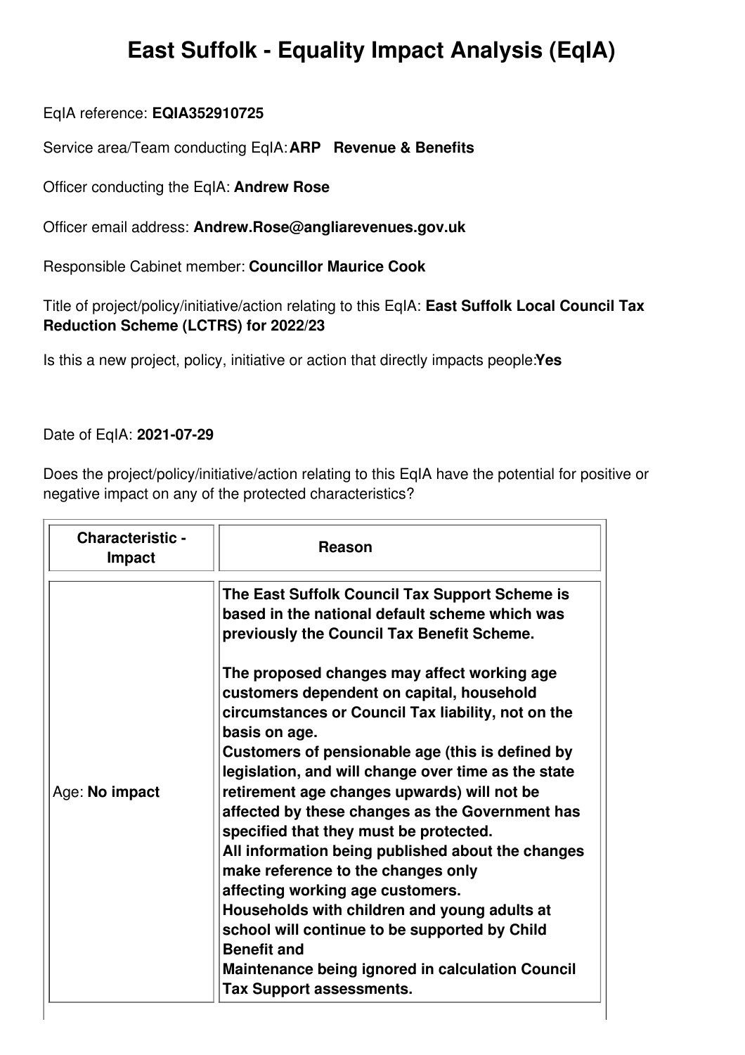# East Suffolk - Equality Impact Analysis (EqIA)

EqIA reference: **EQIA352910725**

Service area/Team conducting EqIA: **ARP Revenue & Benefits**

Officer conducting the EqIA: **Andrew Rose**

Officer email address: **Andrew.Rose@angliarevenues.gov.uk**

Responsible Cabinet member: **Councillor Maurice Cook**

Title of project/policy/initiative/action relating to this EqIA: **East Suffolk Local Council Tax Reduction Scheme (LCTRS) for 2022/23**

Is this a new project, policy, initiative or action that directly impacts people: **Yes**

Date of EqIA: **2021-07-29**

Does the project/policy/initiative/action relating to this EqIA have the potential for positive or negative impact on any of the protected characteristics?

| Characteristic - Impact | Reason |
| --- | --- |
| Age: **No impact** | **The East Suffolk Council Tax Support Scheme is based in the national default scheme which was previously the Council Tax Benefit Scheme.**<br><br>**The proposed changes may affect working age customers dependent on capital, household circumstances or Council Tax liability, not on the basis on age.**<br>**Customers of pensionable age (this is defined by legislation, and will change over time as the state retirement age changes upwards) will not be affected by these changes as the Government has specified that they must be protected.**<br>**All information being published about the changes make reference to the changes only affecting working age customers.**<br>**Households with children and young adults at school will continue to be supported by Child Benefit and Maintenance being ignored in calculation Council Tax Support assessments.** |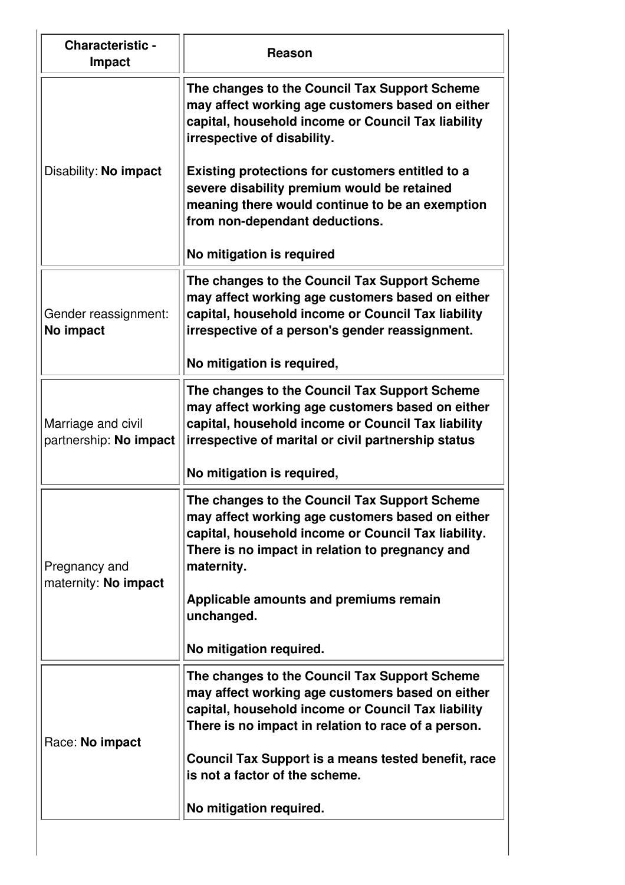| Characteristic - Impact | Reason |
| --- | --- |
| Disability: **No impact** | **The changes to the Council Tax Support Scheme may affect working age customers based on either capital, household income or Council Tax liability irrespective of disability.**<br><br>**Existing protections for customers entitled to a severe disability premium would be retained meaning there would continue to be an exemption from non-dependant deductions.**<br><br>**No mitigation is required** |
| Gender reassignment: **No impact** | **The changes to the Council Tax Support Scheme may affect working age customers based on either capital, household income or Council Tax liability irrespective of a person's gender reassignment.**<br><br>**No mitigation is required,** |
| Marriage and civil partnership: **No impact** | **The changes to the Council Tax Support Scheme may affect working age customers based on either capital, household income or Council Tax liability irrespective of marital or civil partnership status**<br><br>**No mitigation is required,** |
| Pregnancy and maternity: **No impact** | **The changes to the Council Tax Support Scheme may affect working age customers based on either capital, household income or Council Tax liability. There is no impact in relation to pregnancy and maternity.**<br><br>**Applicable amounts and premiums remain unchanged.**<br><br>**No mitigation required.** |
| Race: **No impact** | **The changes to the Council Tax Support Scheme may affect working age customers based on either capital, household income or Council Tax liability There is no impact in relation to race of a person.**<br><br>**Council Tax Support is a means tested benefit, race is not a factor of the scheme.**<br><br>**No mitigation required.** |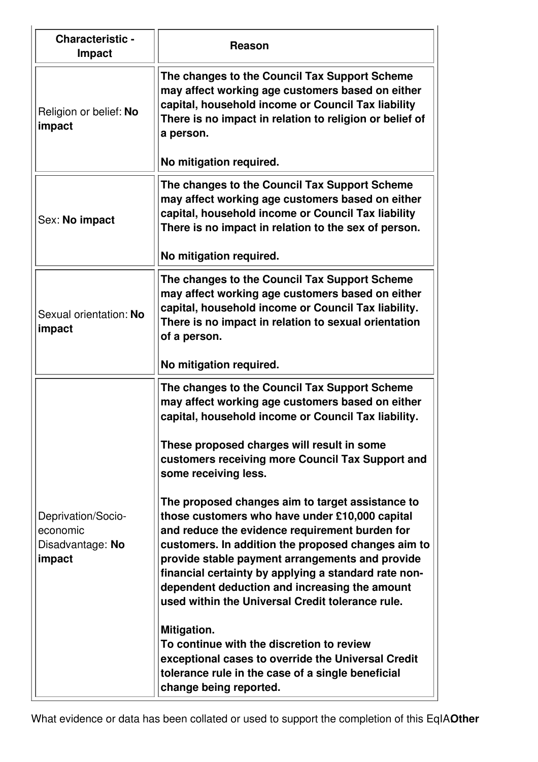| Characteristic - Impact | Reason |
|---|---|
| Religion or belief: **No impact** | **The changes to the Council Tax Support Scheme may affect working age customers based on either capital, household income or Council Tax liability There is no impact in relation to religion or belief of a person.**<br><br>**No mitigation required.** |
| Sex: **No impact** | **The changes to the Council Tax Support Scheme may affect working age customers based on either capital, household income or Council Tax liability There is no impact in relation to the sex of person.**<br><br>**No mitigation required.** |
| Sexual orientation: **No impact** | **The changes to the Council Tax Support Scheme may affect working age customers based on either capital, household income or Council Tax liability. There is no impact in relation to sexual orientation of a person.**<br><br>**No mitigation required.** |
| Deprivation/Socio-economic Disadvantage: **No impact** | **The changes to the Council Tax Support Scheme may affect working age customers based on either capital, household income or Council Tax liability.**<br><br>**These proposed charges will result in some customers receiving more Council Tax Support and some receiving less.**<br><br>**The proposed changes aim to target assistance to those customers who have under £10,000 capital and reduce the evidence requirement burden for customers. In addition the proposed changes aim to provide stable payment arrangements and provide financial certainty by applying a standard rate non-dependent deduction and increasing the amount used within the Universal Credit tolerance rule.**<br><br>**Mitigation.**<br>**To continue with the discretion to review exceptional cases to override the Universal Credit tolerance rule in the case of a single beneficial change being reported.** |

What evidence or data has been collated or used to support the completion of this EqIA**Other**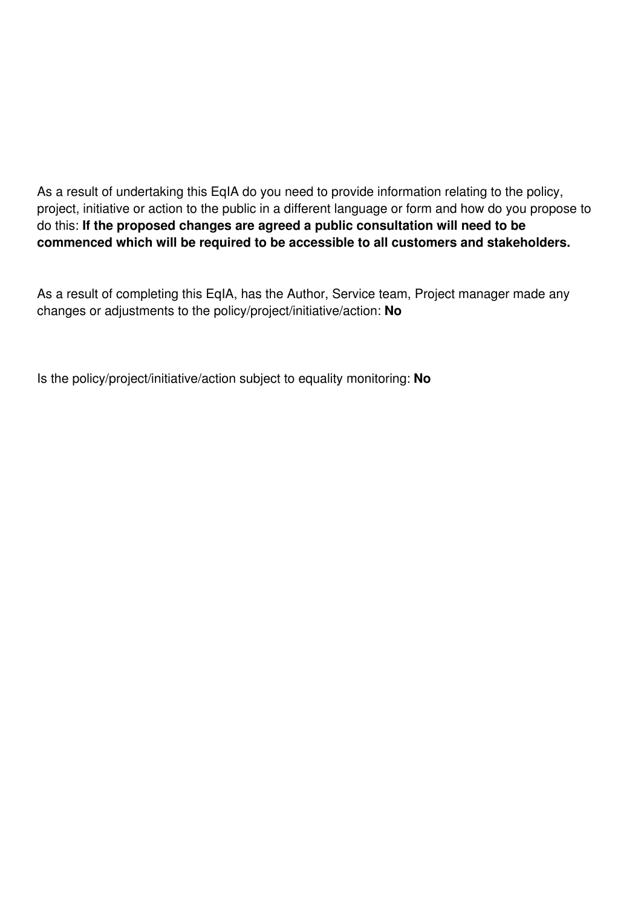As a result of undertaking this EqIA do you need to provide information relating to the policy, project, initiative or action to the public in a different language or form and how do you propose to do this: **If the proposed changes are agreed a public consultation will need to be commenced which will be required to be accessible to all customers and stakeholders.**

As a result of completing this EqIA, has the Author, Service team, Project manager made any changes or adjustments to the policy/project/initiative/action: **No**

Is the policy/project/initiative/action subject to equality monitoring: **No**